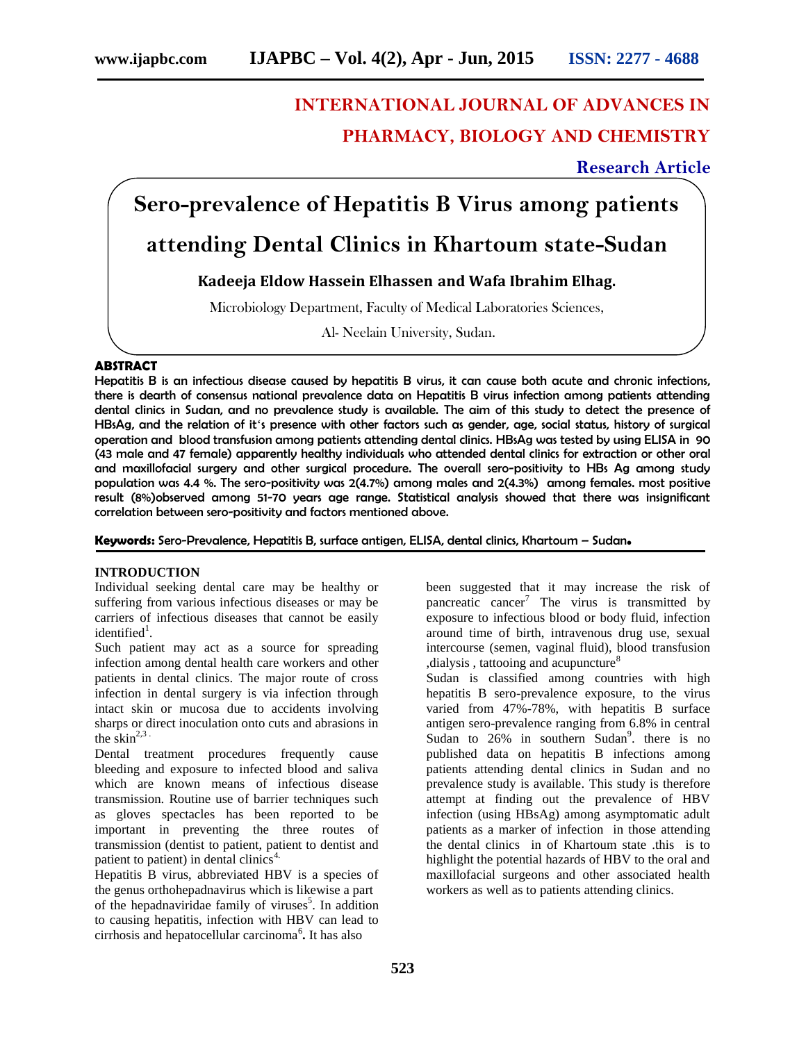# INTERNATIONAL JOURNAL OF ADVANCES IN PHARMACY, BIOLOGY AND CHEMISTRY

**Research Article**

# Sero-prevalence of Hepatitis B Virus among patients attending Dental Clinics in Khartoum state-Sudan

**Kadeeja Eldow Hassein Elhassen and Wafa Ibrahim Elhag.**

Microbiology Department, Faculty of Medical Laboratories Sciences,

Al- Neelain University, Sudan.

## ABSTRACT

Hepatitis B is an infectious disease caused by hepatitis B virus, it can cause both acute and chronic infections, there is dearth of consensus national prevalence data on Hepatitis B virus infection among patients attending dental clinics in Sudan, and no prevalence study is available. The aim of this study to detect the presence of HBsAg, and the relation of it's presence with other factors such as gender, age, social status, history of surgical operation and blood transfusion among patients attending dental clinics. HBsAg was tested by using ELISA in 90 (43 male and 47 female) apparently healthy individuals who attended dental clinics for extraction or other oral and maxillofacial surgery and other surgical procedure. The overall sero-positivity to HBs Ag among study population was 4.4 %. The sero-positivity was 2(4.7%) among males and 2(4.3%) among females. most positive result (8%)observed among 51-70 years age range. Statistical analysis showed that there was insignificant correlation between sero-positivity and factors mentioned above.

**Keywords:** Sero-Prevalence, Hepatitis B, surface antigen, ELISA, dental clinics, Khartoum – Sudan**.**

## INTRODUCTION

Individual seeking dental care may be healthy or suffering from various infectious diseases or may be carriers of infectious diseases that cannot be easily identified[1].

Such patient may act as a source for spreading infection among dental health care workers and other patients in dental clinics. The major route of cross infection in dental surgery is via infection through intact skin or mucosa due to accidents involving sharps or direct inoculation onto cuts and abrasions in the skin[2,3].

Dental treatment procedures frequently cause bleeding and exposure to infected blood and saliva which are known means of infectious disease transmission. Routine use of barrier techniques such as gloves spectacles has been reported to be important in preventing the three routes of transmission (dentist to patient, patient to dentist and patient to patient) in dental clinics[4].

Hepatitis B virus, abbreviated HBV is a species of the genus orthohepadnavirus which is likewise a part of the hepadnaviridae family of viruses[5]. In addition to causing hepatitis, infection with HBV can lead to cirrhosis and hepatocellular carcinoma[6]**.** It has also been suggested that it may increase the risk of pancreatic cancer[7] The virus is transmitted by exposure to infectious blood or body fluid, infection around time of birth, intravenous drug use, sexual intercourse (semen, vaginal fluid), blood transfusion ,dialysis , tattooing and acupuncture[8]

Sudan is classified among countries with high hepatitis B sero-prevalence exposure, to the virus varied from 47%-78%, with hepatitis B surface antigen sero-prevalence ranging from 6.8% in central Sudan to 26% in southern Sudan[9]. there is no published data on hepatitis B infections among patients attending dental clinics in Sudan and no prevalence study is available. This study is therefore attempt at finding out the prevalence of HBV infection (using HBsAg) among asymptomatic adult patients as a marker of infection in those attending the dental clinics in of Khartoum state .this is to highlight the potential hazards of HBV to the oral and maxillofacial surgeons and other associated health workers as well as to patients attending clinics.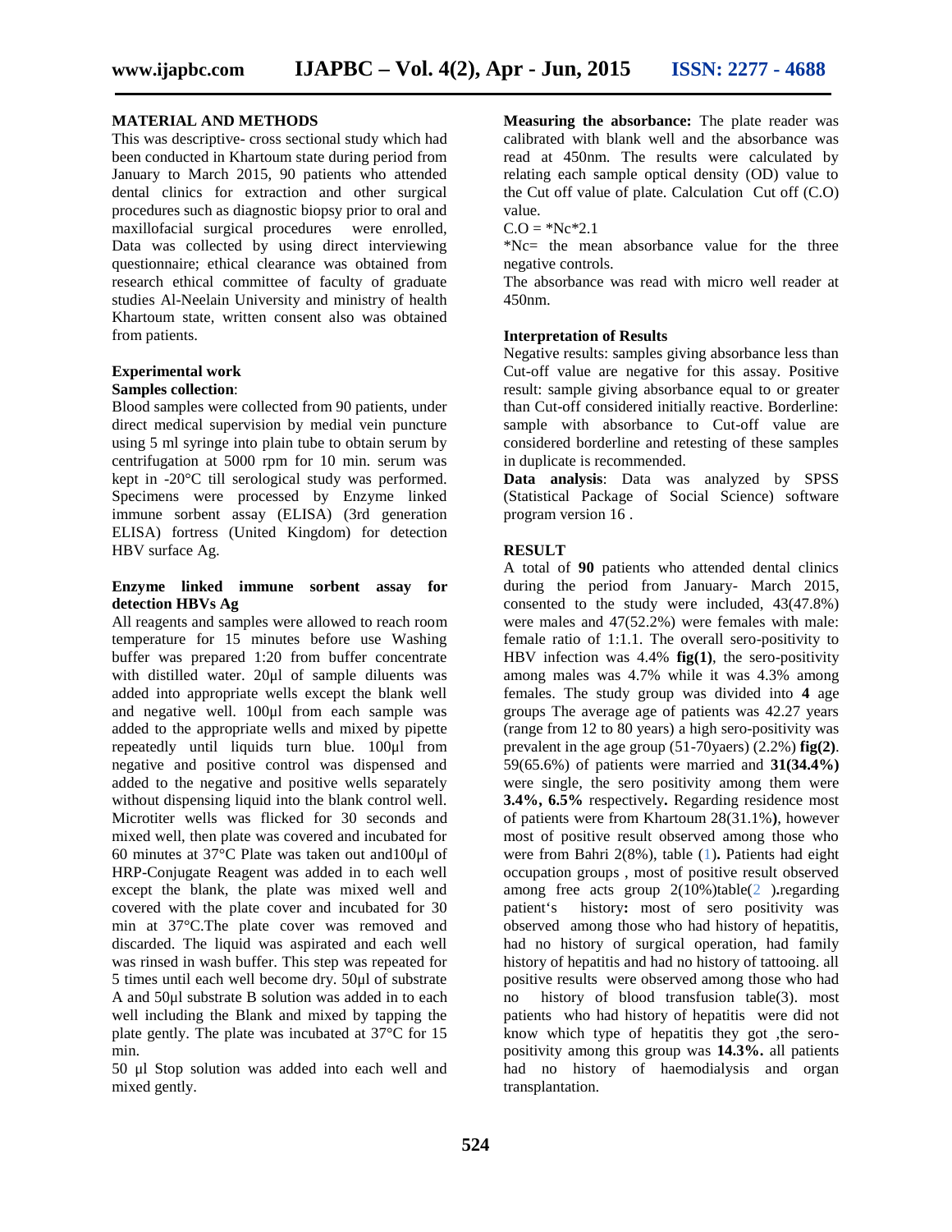## MATERIAL AND METHODS

This was descriptive- cross sectional study which had been conducted in Khartoum state during period from January to March 2015, 90 patients who attended dental clinics for extraction and other surgical procedures such as diagnostic biopsy prior to oral and maxillofacial surgical procedures were enrolled, Data was collected by using direct interviewing questionnaire; ethical clearance was obtained from research ethical committee of faculty of graduate studies Al-Neelain University and ministry of health Khartoum state, written consent also was obtained from patients.

### Experimental work

**Samples collection**:

Blood samples were collected from 90 patients, under direct medical supervision by medial vein puncture using 5 ml syringe into plain tube to obtain serum by centrifugation at 5000 rpm for 10 min. serum was kept in -20°C till serological study was performed. Specimens were processed by Enzyme linked immune sorbent assay (ELISA) (3rd generation ELISA) fortress (United Kingdom) for detection HBV surface Ag.

### Enzyme linked immune sorbent assay for detection HBVs Ag

All reagents and samples were allowed to reach room temperature for 15 minutes before use Washing buffer was prepared 1:20 from buffer concentrate with distilled water. 20µl of sample diluents was added into appropriate wells except the blank well and negative well. 100µl from each sample was added to the appropriate wells and mixed by pipette repeatedly until liquids turn blue. 100µl from negative and positive control was dispensed and added to the negative and positive wells separately without dispensing liquid into the blank control well. Microtiter wells was flicked for 30 seconds and mixed well, then plate was covered and incubated for 60 minutes at 37°C Plate was taken out and100µl of HRP-Conjugate Reagent was added in to each well except the blank, the plate was mixed well and covered with the plate cover and incubated for 30 min at 37°C.The plate cover was removed and discarded. The liquid was aspirated and each well was rinsed in wash buffer. This step was repeated for 5 times until each well become dry. 50µl of substrate A and 50µl substrate B solution was added in to each well including the Blank and mixed by tapping the plate gently. The plate was incubated at 37°C for 15 min.

50 µl Stop solution was added into each well and mixed gently.

**Measuring the absorbance:** The plate reader was calibrated with blank well and the absorbance was read at 450nm. The results were calculated by relating each sample optical density (OD) value to the Cut off value of plate. Calculation Cut off (C.O) value.

C.O = *Nc*2.1

*Nc= the mean absorbance value for the three negative controls.

The absorbance was read with micro well reader at 450nm.

### Interpretation of Results

Negative results: samples giving absorbance less than Cut-off value are negative for this assay. Positive result: sample giving absorbance equal to or greater than Cut-off considered initially reactive. Borderline: sample with absorbance to Cut-off value are considered borderline and retesting of these samples in duplicate is recommended.

**Data analysis**: Data was analyzed by SPSS (Statistical Package of Social Science) software program version 16 .

## RESULT

A total of **90** patients who attended dental clinics during the period from January- March 2015, consented to the study were included, 43(47.8%) were males and 47(52.2%) were females with male: female ratio of 1:1.1. The overall sero-positivity to HBV infection was 4.4% **fig(1)**, the sero-positivity among males was 4.7% while it was 4.3% among females. The study group was divided into **4** age groups The average age of patients was 42.27 years (range from 12 to 80 years) a high sero-positivity was prevalent in the age group (51-70yaers) (2.2%) **fig(2)**. 59(65.6%) of patients were married and **31(34.4%)** were single, the sero positivity among them were **3.4%, 6.5%** respectively**.** Regarding residence most of patients were from Khartoum 28(31.1%**)**, however most of positive result observed among those who were from Bahri 2(8%), table (1)**.** Patients had eight occupation groups , most of positive result observed among free acts group 2(10%)table(2 )**.**regarding patient's history**:** most of sero positivity was observed among those who had history of hepatitis, had no history of surgical operation, had family history of hepatitis and had no history of tattooing. all positive results were observed among those who had no history of blood transfusion table(3). most patients who had history of hepatitis were did not know which type of hepatitis they got ,the sero-positivity among this group was **14.3%.** all patients had no history of haemodialysis and organ transplantation.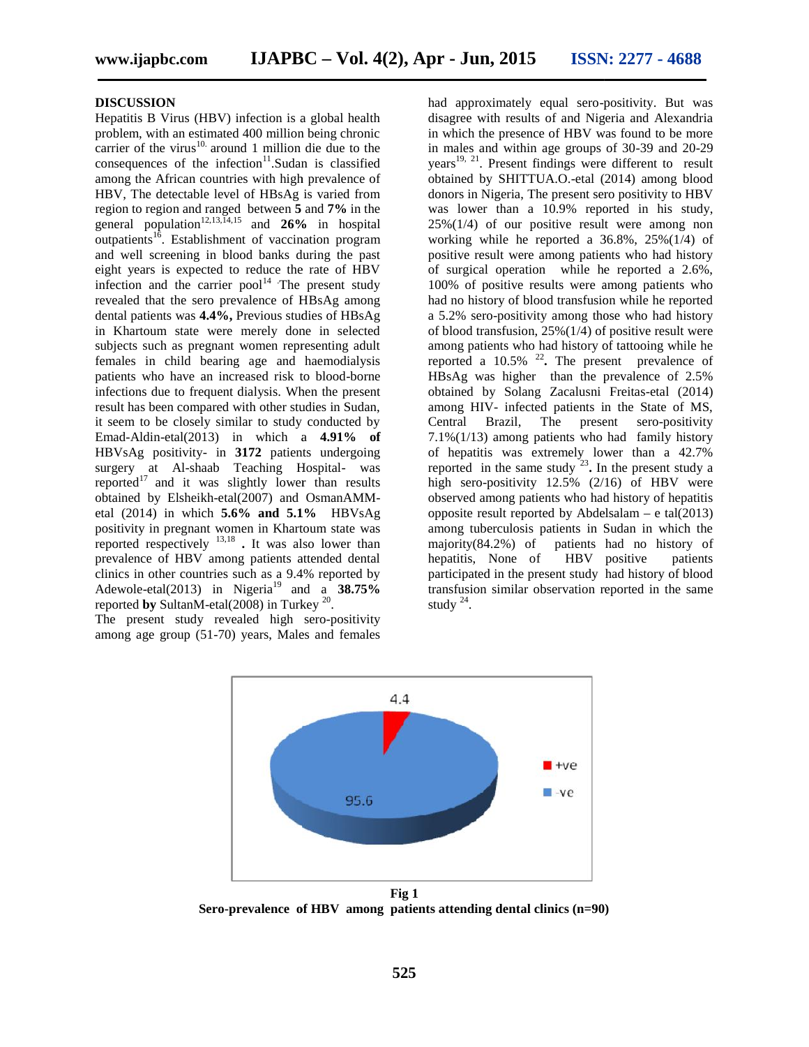## DISCUSSION

Hepatitis B Virus (HBV) infection is a global health problem, with an estimated 400 million being chronic carrier of the virus[10.] around 1 million die due to the consequences of the infection[11].Sudan is classified among the African countries with high prevalence of HBV, The detectable level of HBsAg is varied from region to region and ranged between **5** and **7%** in the general population[12,13,14,15] and **26%** in hospital outpatients[16]. Establishment of vaccination program and well screening in blood banks during the past eight years is expected to reduce the rate of HBV infection and the carrier pool[14] The present study revealed that the sero prevalence of HBsAg among dental patients was **4.4%,** Previous studies of HBsAg in Khartoum state were merely done in selected subjects such as pregnant women representing adult females in child bearing age and haemodialysis patients who have an increased risk to blood-borne infections due to frequent dialysis. When the present result has been compared with other studies in Sudan, it seem to be closely similar to study conducted by Emad-Aldin-etal(2013) in which a **4.91% of** HBVsAg positivity- in **3172** patients undergoing surgery at Al-shaab Teaching Hospital- was reported[17] and it was slightly lower than results obtained by Elsheikh-etal(2007) and OsmanAMM-etal (2014) in which **5.6% and 5.1%** HBVsAg positivity in pregnant women in Khartoum state was reported respectively [13,18] **.** It was also lower than prevalence of HBV among patients attended dental clinics in other countries such as a 9.4% reported by Adewole-etal(2013) in Nigeria[19] and a **38.75%** reported **by** SultanM-etal(2008) in Turkey [20].

The present study revealed high sero-positivity among age group (51-70) years, Males and females had approximately equal sero-positivity. But was disagree with results of and Nigeria and Alexandria in which the presence of HBV was found to be more in males and within age groups of 30-39 and 20-29 years[19, 21]. Present findings were different to result obtained by SHITTUA.O.-etal (2014) among blood donors in Nigeria, The present sero positivity to HBV was lower than a 10.9% reported in his study, 25%(1/4) of our positive result were among non working while he reported a 36.8%, 25%(1/4) of positive result were among patients who had history of surgical operation while he reported a 2.6%, 100% of positive results were among patients who had no history of blood transfusion while he reported a 5.2% sero-positivity among those who had history of blood transfusion, 25%(1/4) of positive result were among patients who had history of tattooing while he reported a 10.5% [22]**.** The present prevalence of HBsAg was higher than the prevalence of 2.5% obtained by Solang Zacalusni Freitas-etal (2014) among HIV- infected patients in the State of MS, Central Brazil, The present sero-positivity 7.1%(1/13) among patients who had family history of hepatitis was extremely lower than a 42.7% reported in the same study [23]**.** In the present study a high sero-positivity 12.5% (2/16) of HBV were observed among patients who had history of hepatitis opposite result reported by Abdelsalam – e tal(2013) among tuberculosis patients in Sudan in which the majority(84.2%) of patients had no history of hepatitis, None of HBV positive patients participated in the present study had history of blood transfusion similar observation reported in the same study [24].

**Fig 1**
**Sero-prevalence of HBV among patients attending dental clinics (n=90)**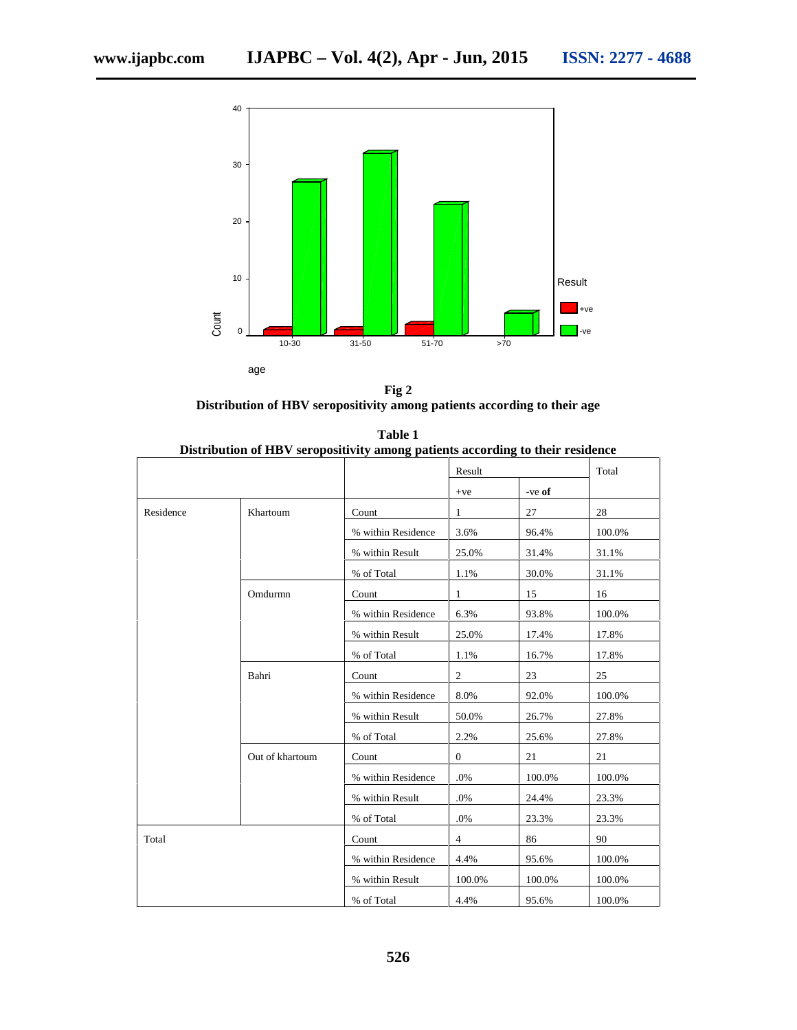**Fig 2**
**Distribution of HBV seropositivity among patients according to their age**

**Table 1**
**Distribution of HBV seropositivity among patients according to their residence**

| | | | Result | | Total |
|---|---|---|---|---|---|
| | | | +ve | -ve **of** | |
| Residence | Khartoum | Count | 1 | 27 | 28 |
| | | % within Residence | 3.6% | 96.4% | 100.0% |
| | | % within Result | 25.0% | 31.4% | 31.1% |
| | | % of Total | 1.1% | 30.0% | 31.1% |
| | Omdurmn | Count | 1 | 15 | 16 |
| | | % within Residence | 6.3% | 93.8% | 100.0% |
| | | % within Result | 25.0% | 17.4% | 17.8% |
| | | % of Total | 1.1% | 16.7% | 17.8% |
| | Bahri | Count | 2 | 23 | 25 |
| | | % within Residence | 8.0% | 92.0% | 100.0% |
| | | % within Result | 50.0% | 26.7% | 27.8% |
| | | % of Total | 2.2% | 25.6% | 27.8% |
| | Out of khartoum | Count | 0 | 21 | 21 |
| | | % within Residence | .0% | 100.0% | 100.0% |
| | | % within Result | .0% | 24.4% | 23.3% |
| | | % of Total | .0% | 23.3% | 23.3% |
| Total | | Count | 4 | 86 | 90 |
| | | % within Residence | 4.4% | 95.6% | 100.0% |
| | | % within Result | 100.0% | 100.0% | 100.0% |
| | | % of Total | 4.4% | 95.6% | 100.0% |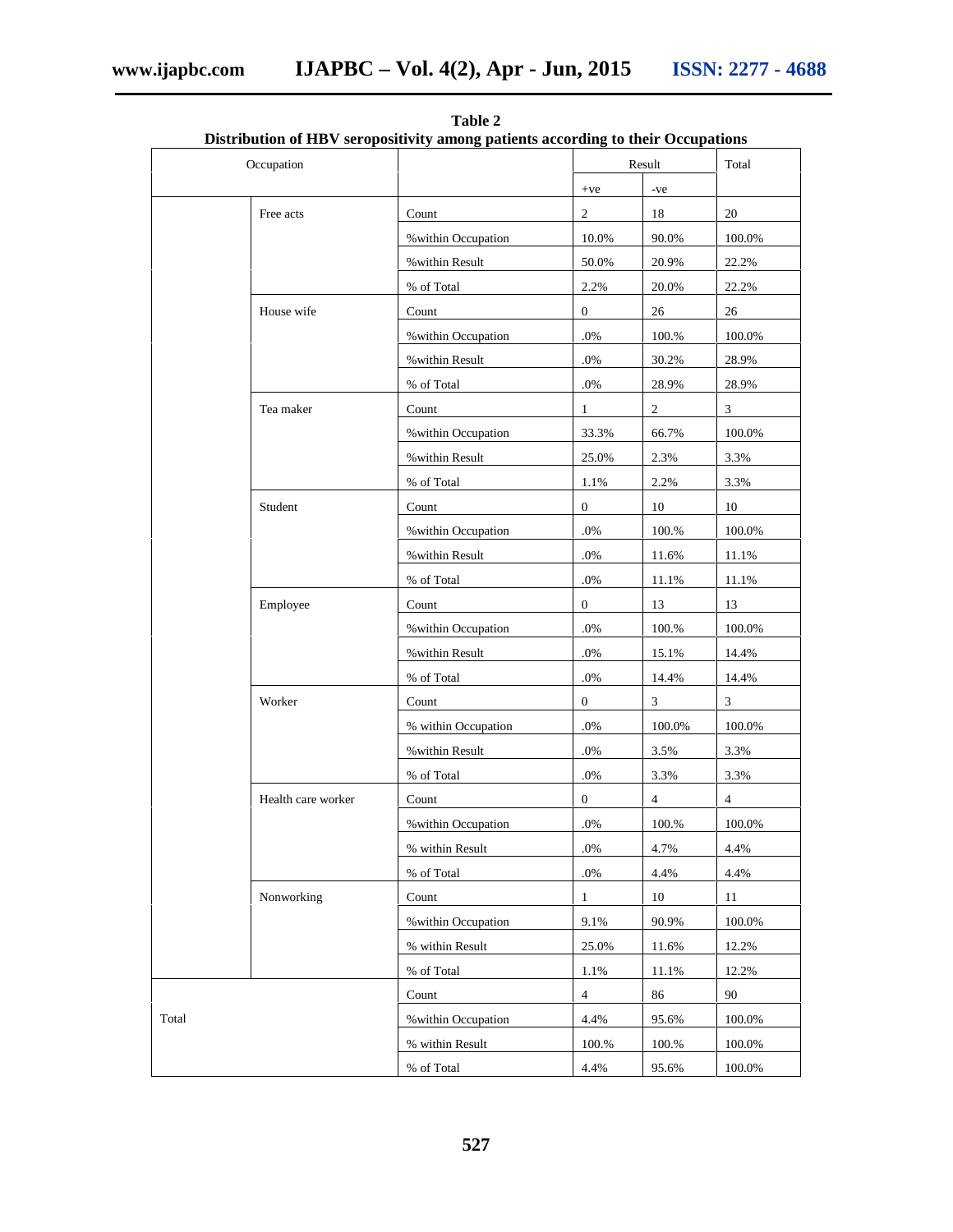**Table 2**
**Distribution of HBV seropositivity among patients according to their Occupations**

| Occupation | | | Result | | Total |
|---|---|---|---|---|---|
| | | | +ve | -ve | |
| | Free acts | Count | 2 | 18 | 20 |
| | | %within Occupation | 10.0% | 90.0% | 100.0% |
| | | %within Result | 50.0% | 20.9% | 22.2% |
| | | % of Total | 2.2% | 20.0% | 22.2% |
| | House wife | Count | 0 | 26 | 26 |
| | | %within Occupation | .0% | 100.% | 100.0% |
| | | %within Result | .0% | 30.2% | 28.9% |
| | | % of Total | .0% | 28.9% | 28.9% |
| | Tea maker | Count | 1 | 2 | 3 |
| | | %within Occupation | 33.3% | 66.7% | 100.0% |
| | | %within Result | 25.0% | 2.3% | 3.3% |
| | | % of Total | 1.1% | 2.2% | 3.3% |
| | Student | Count | 0 | 10 | 10 |
| | | %within Occupation | .0% | 100.% | 100.0% |
| | | %within Result | .0% | 11.6% | 11.1% |
| | | % of Total | .0% | 11.1% | 11.1% |
| | Employee | Count | 0 | 13 | 13 |
| | | %within Occupation | .0% | 100.% | 100.0% |
| | | %within Result | .0% | 15.1% | 14.4% |
| | | % of Total | .0% | 14.4% | 14.4% |
| | Worker | Count | 0 | 3 | 3 |
| | | % within Occupation | .0% | 100.0% | 100.0% |
| | | %within Result | .0% | 3.5% | 3.3% |
| | | % of Total | .0% | 3.3% | 3.3% |
| | Health care worker | Count | 0 | 4 | 4 |
| | | %within Occupation | .0% | 100.% | 100.0% |
| | | % within Result | .0% | 4.7% | 4.4% |
| | | % of Total | .0% | 4.4% | 4.4% |
| | Nonworking | Count | 1 | 10 | 11 |
| | | %within Occupation | 9.1% | 90.9% | 100.0% |
| | | % within Result | 25.0% | 11.6% | 12.2% |
| | | % of Total | 1.1% | 11.1% | 12.2% |
| Total | | Count | 4 | 86 | 90 |
| | | %within Occupation | 4.4% | 95.6% | 100.0% |
| | | % within Result | 100.% | 100.% | 100.0% |
| | | % of Total | 4.4% | 95.6% | 100.0% |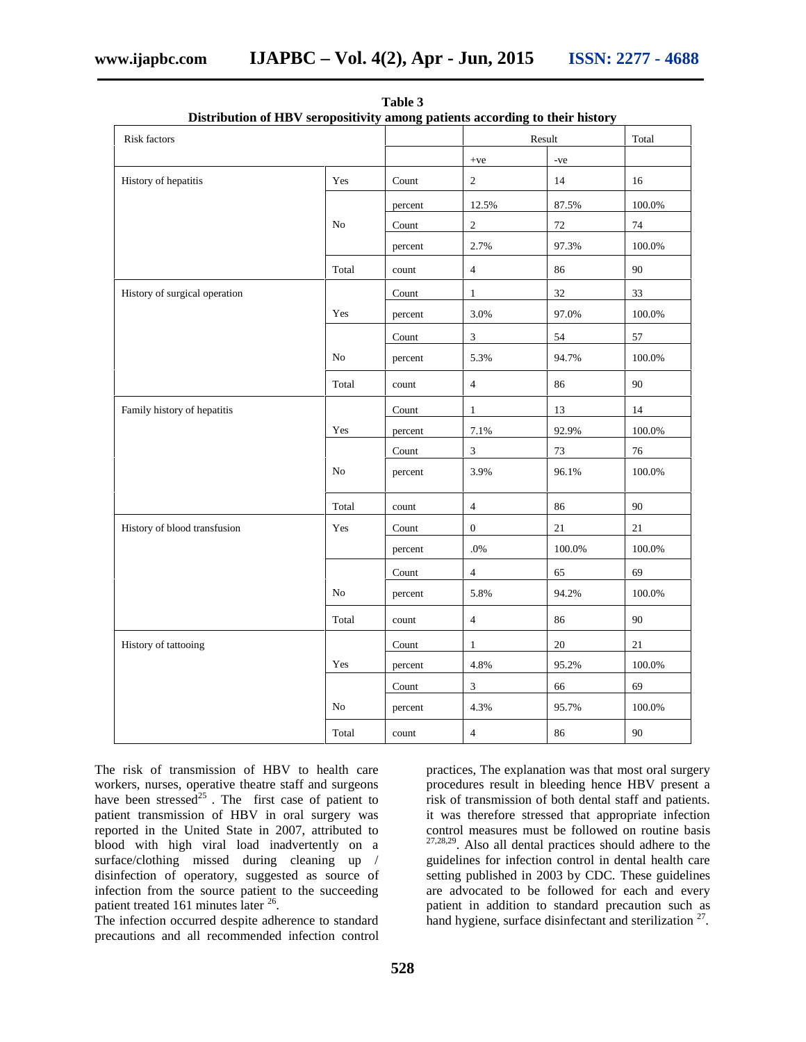**Table 3**
**Distribution of HBV seropositivity among patients according to their history**

| Risk factors | | | Result | | Total |
|---|---|---|---|---|---|
| | | | +ve | -ve | |
| History of hepatitis | Yes | Count | 2 | 14 | 16 |
| | | percent | 12.5% | 87.5% | 100.0% |
| | No | Count | 2 | 72 | 74 |
| | | percent | 2.7% | 97.3% | 100.0% |
| | Total | count | 4 | 86 | 90 |
| History of surgical operation | Yes | Count | 1 | 32 | 33 |
| | | percent | 3.0% | 97.0% | 100.0% |
| | No | Count | 3 | 54 | 57 |
| | | percent | 5.3% | 94.7% | 100.0% |
| | Total | count | 4 | 86 | 90 |
| Family history of hepatitis | Yes | Count | 1 | 13 | 14 |
| | | percent | 7.1% | 92.9% | 100.0% |
| | No | Count | 3 | 73 | 76 |
| | | percent | 3.9% | 96.1% | 100.0% |
| | Total | count | 4 | 86 | 90 |
| History of blood transfusion | Yes | Count | 0 | 21 | 21 |
| | | percent | .0% | 100.0% | 100.0% |
| | No | Count | 4 | 65 | 69 |
| | | percent | 5.8% | 94.2% | 100.0% |
| | Total | count | 4 | 86 | 90 |
| History of tattooing | Yes | Count | 1 | 20 | 21 |
| | | percent | 4.8% | 95.2% | 100.0% |
| | No | Count | 3 | 66 | 69 |
| | | percent | 4.3% | 95.7% | 100.0% |
| | Total | count | 4 | 86 | 90 |

The risk of transmission of HBV to health care workers, nurses, operative theatre staff and surgeons have been stressed[25] . The first case of patient to patient transmission of HBV in oral surgery was reported in the United State in 2007, attributed to blood with high viral load inadvertently on a surface/clothing missed during cleaning up / disinfection of operatory, suggested as source of infection from the source patient to the succeeding patient treated 161 minutes later [26].

The infection occurred despite adherence to standard precautions and all recommended infection control practices, The explanation was that most oral surgery procedures result in bleeding hence HBV present a risk of transmission of both dental staff and patients. it was therefore stressed that appropriate infection control measures must be followed on routine basis [27,28,29]. Also all dental practices should adhere to the guidelines for infection control in dental health care setting published in 2003 by CDC. These guidelines are advocated to be followed for each and every patient in addition to standard precaution such as hand hygiene, surface disinfectant and sterilization [27].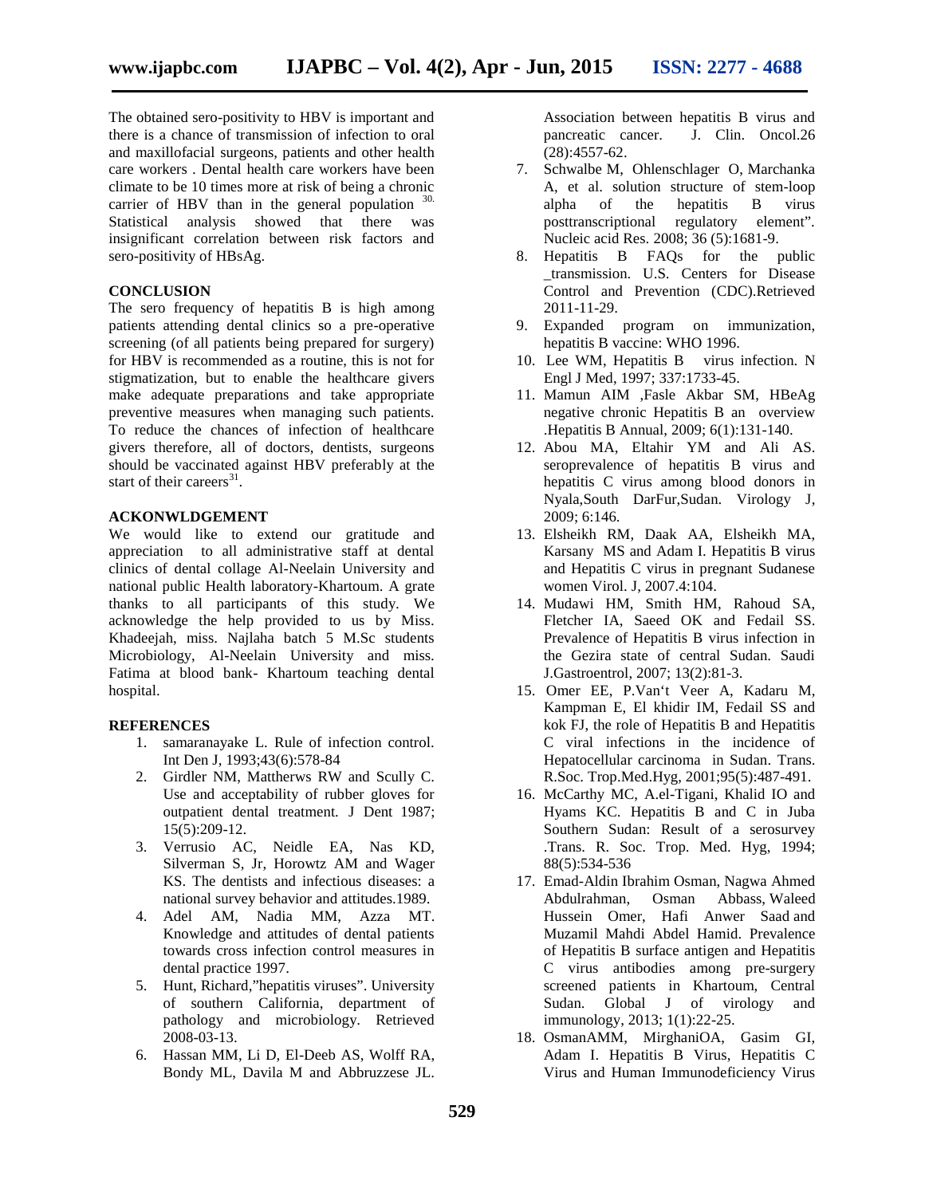The obtained sero-positivity to HBV is important and there is a chance of transmission of infection to oral and maxillofacial surgeons, patients and other health care workers . Dental health care workers have been climate to be 10 times more at risk of being a chronic carrier of HBV than in the general population [30]. Statistical analysis showed that there was insignificant correlation between risk factors and sero-positivity of HBsAg.

## CONCLUSION

The sero frequency of hepatitis B is high among patients attending dental clinics so a pre-operative screening (of all patients being prepared for surgery) for HBV is recommended as a routine, this is not for stigmatization, but to enable the healthcare givers make adequate preparations and take appropriate preventive measures when managing such patients. To reduce the chances of infection of healthcare givers therefore, all of doctors, dentists, surgeons should be vaccinated against HBV preferably at the start of their careers[31].

## ACKONWLDGEMENT

We would like to extend our gratitude and appreciation to all administrative staff at dental clinics of dental collage Al-Neelain University and national public Health laboratory-Khartoum. A grate thanks to all participants of this study. We acknowledge the help provided to us by Miss. Khadeejah, miss. Najlaha batch 5 M.Sc students Microbiology, Al-Neelain University and miss. Fatima at blood bank- Khartoum teaching dental hospital.

## REFERENCES

1. samaranayake L. Rule of infection control. Int Den J, 1993;43(6):578-84
2. Girdler NM, Mattherws RW and Scully C. Use and acceptability of rubber gloves for outpatient dental treatment. J Dent 1987; 15(5):209-12.
3. Verrusio AC, Neidle EA, Nas KD, Silverman S, Jr, Horowtz AM and Wager KS. The dentists and infectious diseases: a national survey behavior and attitudes.1989.
4. Adel AM, Nadia MM, Azza MT. Knowledge and attitudes of dental patients towards cross infection control measures in dental practice 1997.
5. Hunt, Richard,"hepatitis viruses". University of southern California, department of pathology and microbiology. Retrieved 2008-03-13.
6. Hassan MM, Li D, El-Deeb AS, Wolff RA, Bondy ML, Davila M and Abbruzzese JL. Association between hepatitis B virus and pancreatic cancer. J. Clin. Oncol.26 (28):4557-62.
7. Schwalbe M, Ohlenschlager O, Marchanka A, et al. solution structure of stem-loop alpha of the hepatitis B virus posttranscriptional regulatory element". Nucleic acid Res. 2008; 36 (5):1681-9.
8. Hepatitis B FAQs for the public _transmission. U.S. Centers for Disease Control and Prevention (CDC).Retrieved 2011-11-29.
9. Expanded program on immunization, hepatitis B vaccine: WHO 1996.
10. Lee WM, Hepatitis B virus infection. N Engl J Med, 1997; 337:1733-45.
11. Mamun AIM ,Fasle Akbar SM, HBeAg negative chronic Hepatitis B an overview .Hepatitis B Annual, 2009; 6(1):131-140.
12. Abou MA, Eltahir YM and Ali AS. seroprevalence of hepatitis B virus and hepatitis C virus among blood donors in Nyala,South DarFur,Sudan. Virology J, 2009; 6:146.
13. Elsheikh RM, Daak AA, Elsheikh MA, Karsany MS and Adam I. Hepatitis B virus and Hepatitis C virus in pregnant Sudanese women Virol. J, 2007.4:104.
14. Mudawi HM, Smith HM, Rahoud SA, Fletcher IA, Saeed OK and Fedail SS. Prevalence of Hepatitis B virus infection in the Gezira state of central Sudan. Saudi J.Gastroentrol, 2007; 13(2):81-3.
15. Omer EE, P.Van't Veer A, Kadaru M, Kampman E, El khidir IM, Fedail SS and kok FJ, the role of Hepatitis B and Hepatitis C viral infections in the incidence of Hepatocellular carcinoma in Sudan. Trans. R.Soc. Trop.Med.Hyg, 2001;95(5):487-491.
16. McCarthy MC, A.el-Tigani, Khalid IO and Hyams KC. Hepatitis B and C in Juba Southern Sudan: Result of a serosurvey .Trans. R. Soc. Trop. Med. Hyg, 1994; 88(5):534-536
17. Emad-Aldin Ibrahim Osman, Nagwa Ahmed Abdulrahman, Osman Abbass, Waleed Hussein Omer, Hafi Anwer Saad and Muzamil Mahdi Abdel Hamid. Prevalence of Hepatitis B surface antigen and Hepatitis C virus antibodies among pre-surgery screened patients in Khartoum, Central Sudan. Global J of virology and immunology, 2013; 1(1):22-25.
18. OsmanAMM, MirghaniOA, Gasim GI, Adam I. Hepatitis B Virus, Hepatitis C Virus and Human Immunodeficiency Virus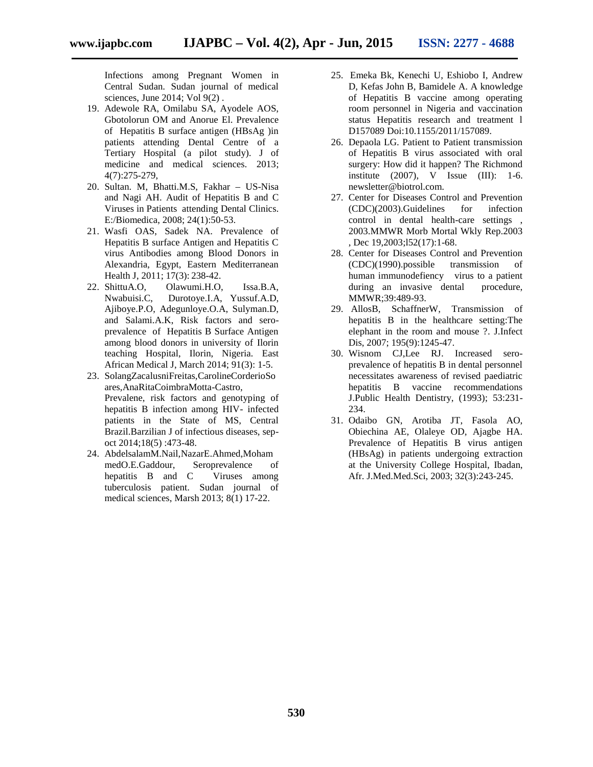Infections among Pregnant Women in Central Sudan. Sudan journal of medical sciences, June 2014; Vol 9(2) .

19. Adewole RA, Omilabu SA, Ayodele AOS, Gbotolorun OM and Anorue El. Prevalence of Hepatitis B surface antigen (HBsAg )in patients attending Dental Centre of a Tertiary Hospital (a pilot study). J of medicine and medical sciences. 2013; 4(7):275-279,
20. Sultan. M, Bhatti.M.S, Fakhar – US-Nisa and Nagi AH. Audit of Hepatitis B and C Viruses in Patients attending Dental Clinics. E:/Biomedica, 2008; 24(1):50-53.
21. Wasfi OAS, Sadek NA. Prevalence of Hepatitis B surface Antigen and Hepatitis C virus Antibodies among Blood Donors in Alexandria, Egypt, Eastern Mediterranean Health J, 2011; 17(3): 238-42.
22. ShittuA.O, Olawumi.H.O, Issa.B.A, Nwabuisi.C, Durotoye.I.A, Yussuf.A.D, Ajiboye.P.O, Adegunloye.O.A, Sulyman.D, and Salami.A.K, Risk factors and sero-prevalence of Hepatitis B Surface Antigen among blood donors in university of Ilorin teaching Hospital, Ilorin, Nigeria. East African Medical J, March 2014; 91(3): 1-5.
23. SolangZacalusniFreitas,CarolineCorderioSoares,AnaRitaCoimbraMotta-Castro, Prevalene, risk factors and genotyping of hepatitis B infection among HIV- infected patients in the State of MS, Central Brazil.Barzilian J of infectious diseases, sep-oct 2014;18(5) :473-48.
24. AbdelsalamM.Nail,NazarE.Ahmed,MohammedO.E.Gaddour, Seroprevalence of hepatitis B and C Viruses among tuberculosis patient. Sudan journal of medical sciences, Marsh 2013; 8(1) 17-22.
25. Emeka Bk, Kenechi U, Eshiobo I, Andrew D, Kefas John B, Bamidele A. A knowledge of Hepatitis B vaccine among operating room personnel in Nigeria and vaccination status Hepatitis research and treatment l D157089 Doi:10.1155/2011/157089.
26. Depaola LG. Patient to Patient transmission of Hepatitis B virus associated with oral surgery: How did it happen? The Richmond institute (2007), V Issue (III): 1-6. newsletter@biotrol.com.
27. Center for Diseases Control and Prevention (CDC)(2003).Guidelines for infection control in dental health-care settings , 2003.MMWR Morb Mortal Wkly Rep.2003 , Dec 19,2003;l52(17):1-68.
28. Center for Diseases Control and Prevention (CDC)(1990).possible transmission of human immunodefiency virus to a patient during an invasive dental procedure, MMWR;39:489-93.
29. AllosB, SchaffnerW, Transmission of hepatitis B in the healthcare setting:The elephant in the room and mouse ?. J.Infect Dis, 2007; 195(9):1245-47.
30. Wisnom CJ,Lee RJ. Increased sero-prevalence of hepatitis B in dental personnel necessitates awareness of revised paediatric hepatitis B vaccine recommendations J.Public Health Dentistry, (1993); 53:231-234.
31. Odaibo GN, Arotiba JT, Fasola AO, Obiechina AE, Olaleye OD, Ajagbe HA. Prevalence of Hepatitis B virus antigen (HBsAg) in patients undergoing extraction at the University College Hospital, Ibadan, Afr. J.Med.Med.Sci, 2003; 32(3):243-245.